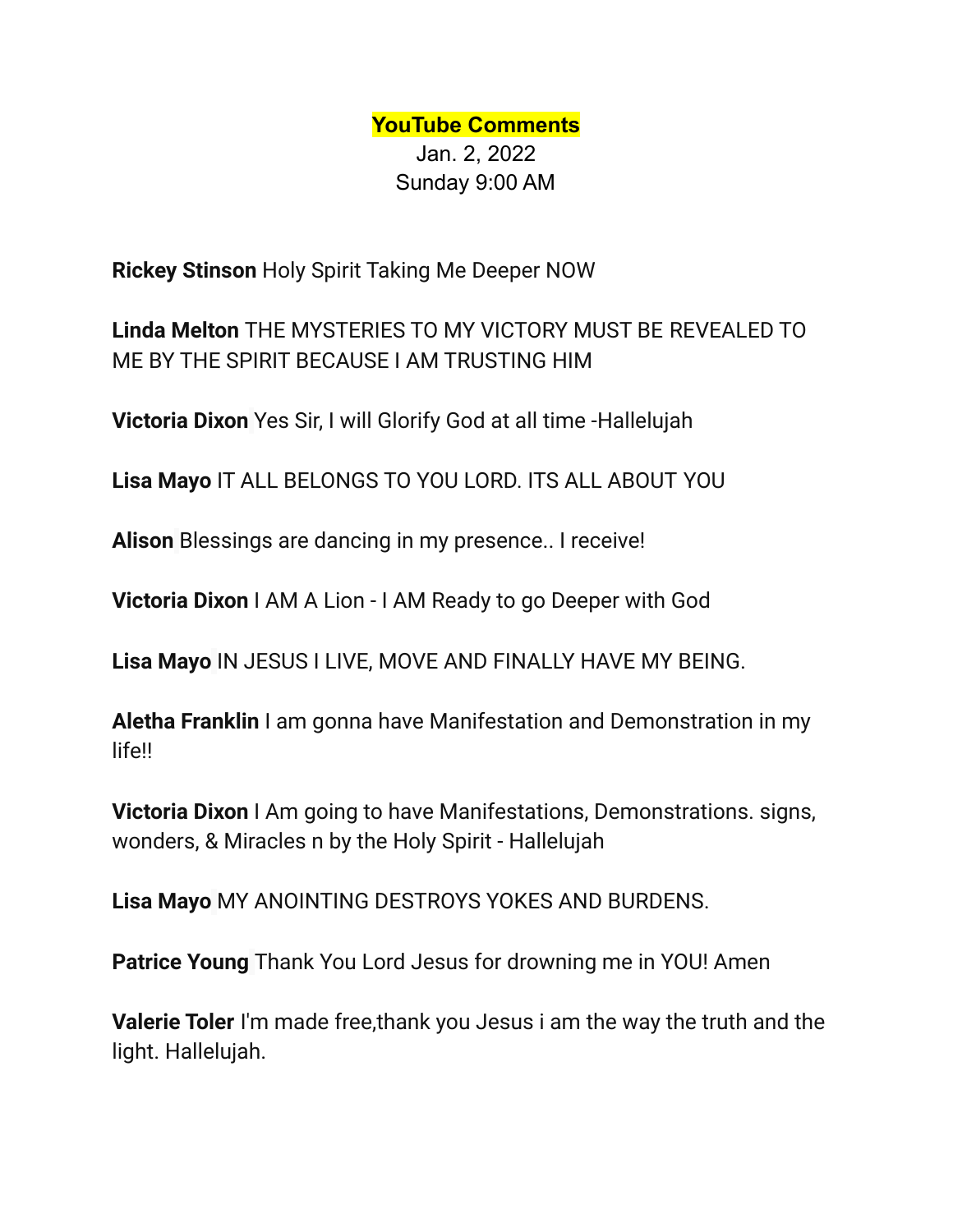# YouTube Comments

Jan. 2, 2022
Sunday 9:00 AM

**Rickey Stinson** Holy Spirit Taking Me Deeper NOW

**Linda Melton** THE MYSTERIES TO MY VICTORY MUST BE REVEALED TO ME BY THE SPIRIT BECAUSE I AM TRUSTING HIM

**Victoria Dixon** Yes Sir, I will Glorify God at all time -Hallelujah

**Lisa Mayo** IT ALL BELONGS TO YOU LORD. ITS ALL ABOUT YOU

**Alison** Blessings are dancing in my presence.. I receive!

**Victoria Dixon** I AM A Lion - I AM Ready to go Deeper with God

**Lisa Mayo** IN JESUS I LIVE, MOVE AND FINALLY HAVE MY BEING.

**Aletha Franklin** I am gonna have Manifestation and Demonstration in my life!!

**Victoria Dixon** I Am going to have Manifestations, Demonstrations. signs, wonders, & Miracles n by the Holy Spirit - Hallelujah

**Lisa Mayo** MY ANOINTING DESTROYS YOKES AND BURDENS.

**Patrice Young** Thank You Lord Jesus for drowning me in YOU! Amen

**Valerie Toler** I'm made free,thank you Jesus i am the way the truth and the light. Hallelujah.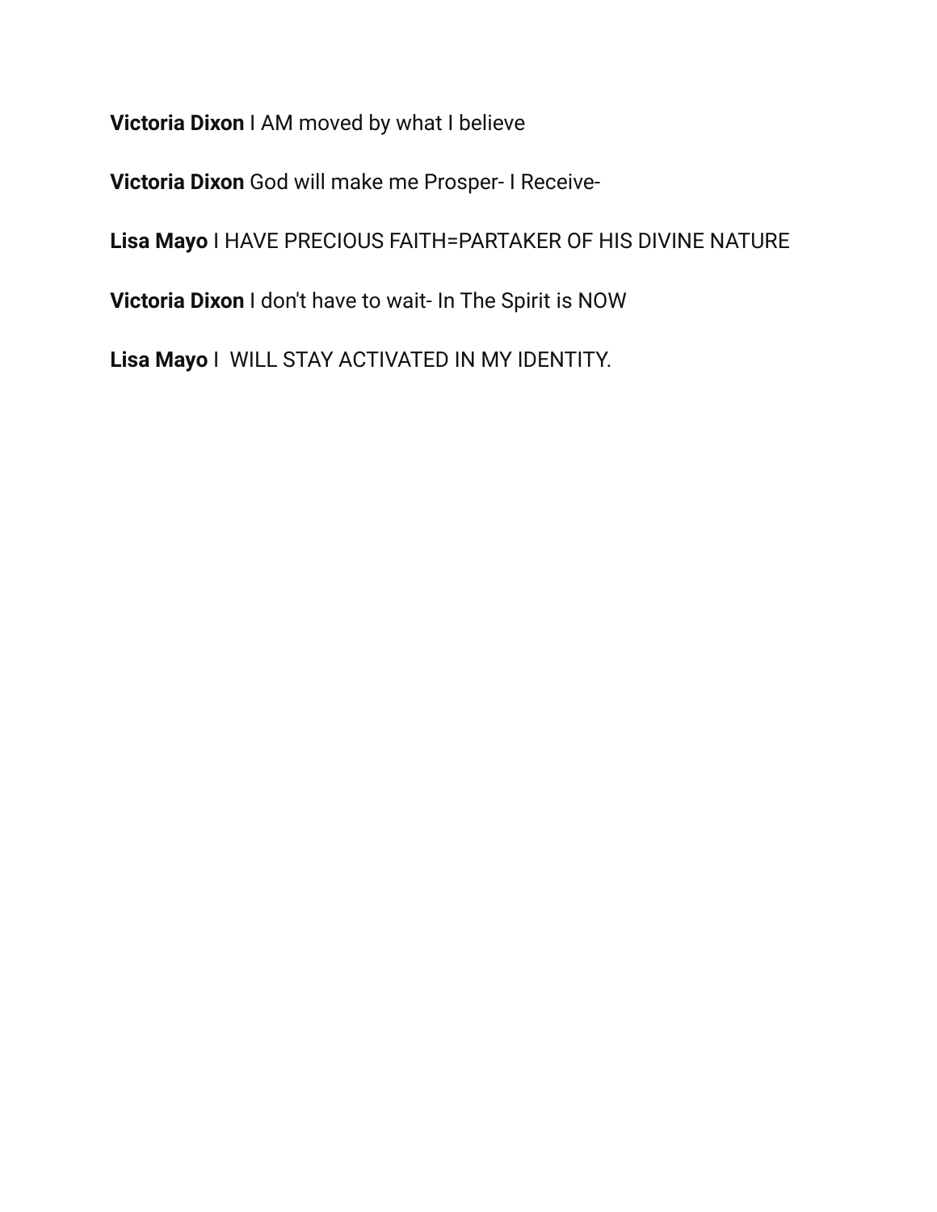**Victoria Dixon** I AM moved by what I believe

**Victoria Dixon** God will make me Prosper- I Receive-

**Lisa Mayo** I HAVE PRECIOUS FAITH=PARTAKER OF HIS DIVINE NATURE

**Victoria Dixon** I don't have to wait- In The Spirit is NOW

**Lisa Mayo** I WILL STAY ACTIVATED IN MY IDENTITY.